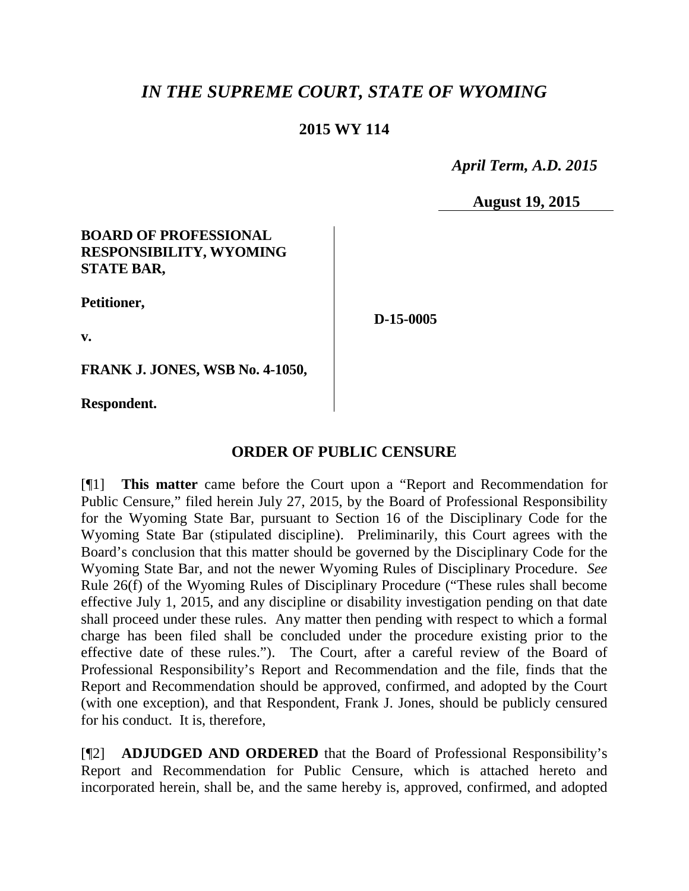# *IN THE SUPREME COURT, STATE OF WYOMING*

**2015 WY 114**

*April Term, A.D. 2015*

**August 19, 2015**

**BOARD OF PROFESSIONAL RESPONSIBILITY, WYOMING STATE BAR,**

**Petitioner,**

**v.**

**FRANK J. JONES, WSB No. 4-1050,**

**Respondent.**

**D-15-0005**

## ORDER OF PUBLIC CENSURE

[¶1] **This matter** came before the Court upon a "Report and Recommendation for Public Censure," filed herein July 27, 2015, by the Board of Professional Responsibility for the Wyoming State Bar, pursuant to Section 16 of the Disciplinary Code for the Wyoming State Bar (stipulated discipline). Preliminarily, this Court agrees with the Board's conclusion that this matter should be governed by the Disciplinary Code for the Wyoming State Bar, and not the newer Wyoming Rules of Disciplinary Procedure. *See* Rule 26(f) of the Wyoming Rules of Disciplinary Procedure ("These rules shall become effective July 1, 2015, and any discipline or disability investigation pending on that date shall proceed under these rules. Any matter then pending with respect to which a formal charge has been filed shall be concluded under the procedure existing prior to the effective date of these rules."). The Court, after a careful review of the Board of Professional Responsibility's Report and Recommendation and the file, finds that the Report and Recommendation should be approved, confirmed, and adopted by the Court (with one exception), and that Respondent, Frank J. Jones, should be publicly censured for his conduct. It is, therefore,

[¶2] **ADJUDGED AND ORDERED** that the Board of Professional Responsibility's Report and Recommendation for Public Censure, which is attached hereto and incorporated herein, shall be, and the same hereby is, approved, confirmed, and adopted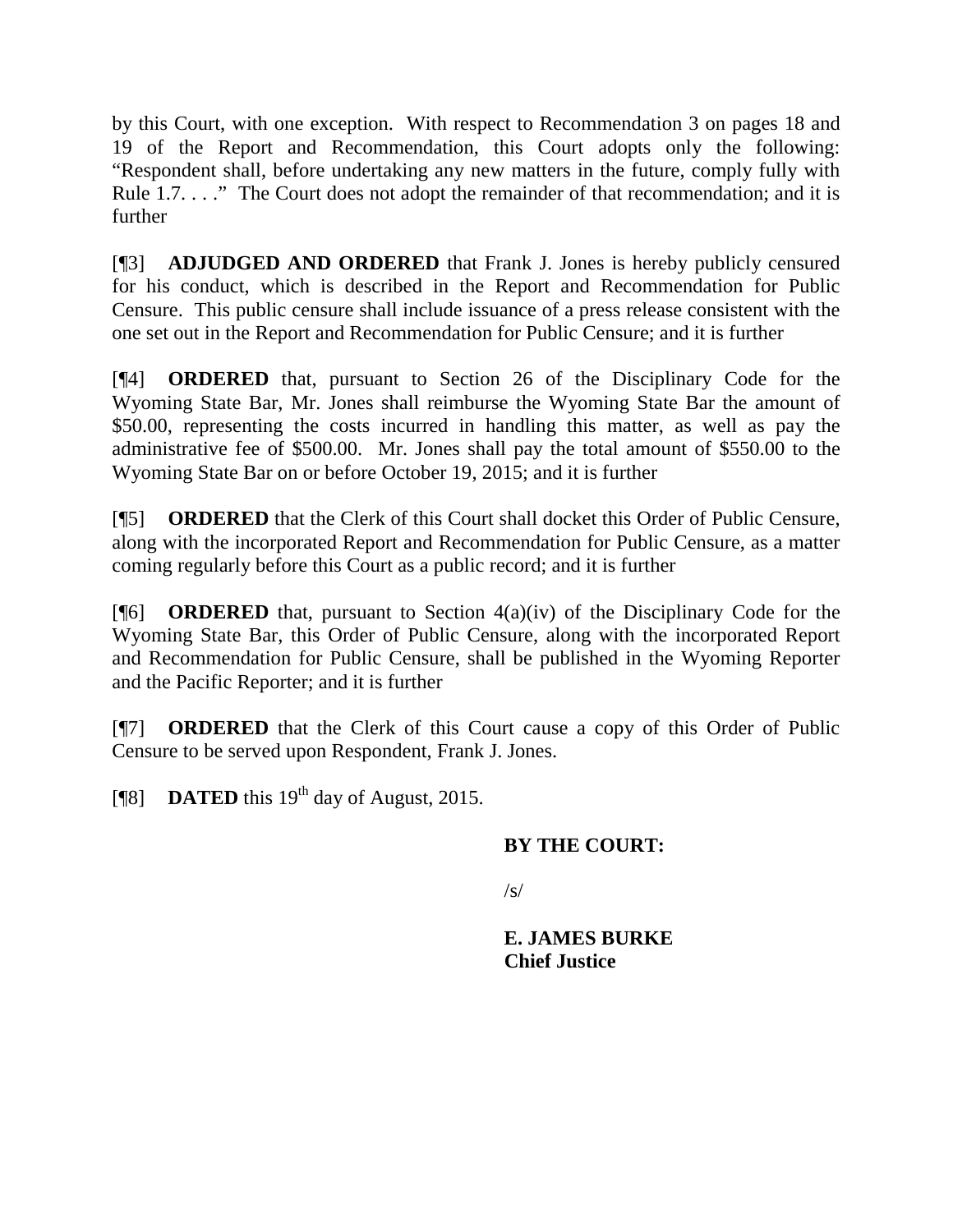by this Court, with one exception. With respect to Recommendation 3 on pages 18 and 19 of the Report and Recommendation, this Court adopts only the following: "Respondent shall, before undertaking any new matters in the future, comply fully with Rule 1.7. . . ." The Court does not adopt the remainder of that recommendation; and it is further

[¶3] **ADJUDGED AND ORDERED** that Frank J. Jones is hereby publicly censured for his conduct, which is described in the Report and Recommendation for Public Censure. This public censure shall include issuance of a press release consistent with the one set out in the Report and Recommendation for Public Censure; and it is further

[¶4] **ORDERED** that, pursuant to Section 26 of the Disciplinary Code for the Wyoming State Bar, Mr. Jones shall reimburse the Wyoming State Bar the amount of $50.00, representing the costs incurred in handling this matter, as well as pay the administrative fee of $500.00. Mr. Jones shall pay the total amount of $550.00 to the Wyoming State Bar on or before October 19, 2015; and it is further

[¶5] **ORDERED** that the Clerk of this Court shall docket this Order of Public Censure, along with the incorporated Report and Recommendation for Public Censure, as a matter coming regularly before this Court as a public record; and it is further

[¶6] **ORDERED** that, pursuant to Section 4(a)(iv) of the Disciplinary Code for the Wyoming State Bar, this Order of Public Censure, along with the incorporated Report and Recommendation for Public Censure, shall be published in the Wyoming Reporter and the Pacific Reporter; and it is further

[¶7] **ORDERED** that the Clerk of this Court cause a copy of this Order of Public Censure to be served upon Respondent, Frank J. Jones.

[¶8] **DATED** this 19th day of August, 2015.

**BY THE COURT:**

/s/

**E. JAMES BURKE**
**Chief Justice**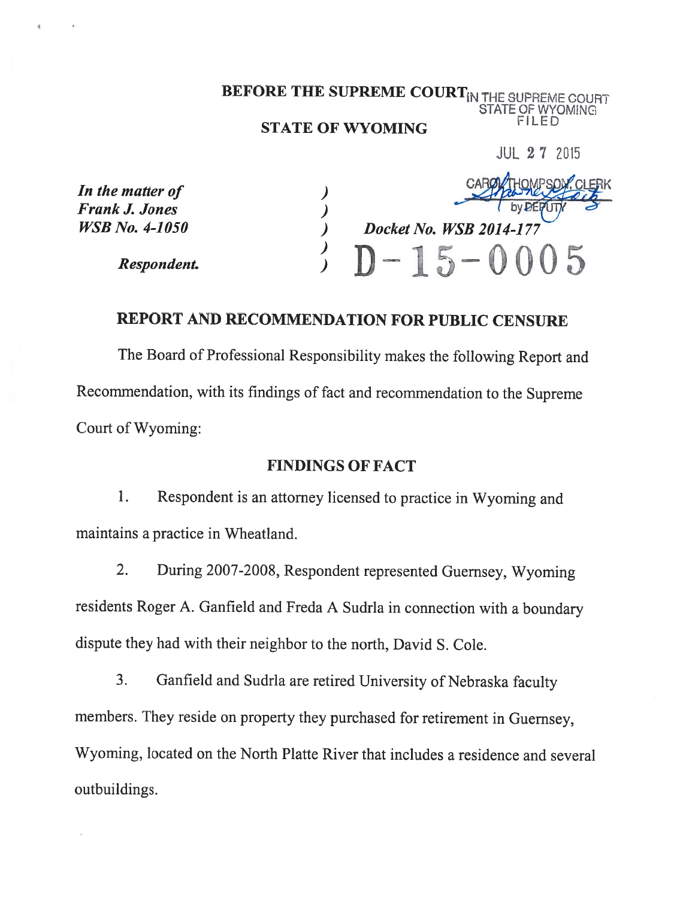**BEFORE THE SUPREME COURT**

**STATE OF WYOMING**

IN THE SUPREME COURT
STATE OF WYOMING
FILED

JUL 27 2015

CAROL THOMPSON, CLERK
by DEPUTY

| | | |
|---|---|---|
| *In the matter of* | ) | |
| ***Frank J. Jones*** | ) | |
| ***WSB No. 4-1050*** | ) | ***Docket No. WSB 2014-177*** |
| | ) | |
| ***Respondent.*** | ) | D-15-0005 |

## REPORT AND RECOMMENDATION FOR PUBLIC CENSURE

The Board of Professional Responsibility makes the following Report and Recommendation, with its findings of fact and recommendation to the Supreme Court of Wyoming:

### FINDINGS OF FACT

1. Respondent is an attorney licensed to practice in Wyoming and maintains a practice in Wheatland.

2. During 2007-2008, Respondent represented Guernsey, Wyoming residents Roger A. Ganfield and Freda A Sudrla in connection with a boundary dispute they had with their neighbor to the north, David S. Cole.

3. Ganfield and Sudrla are retired University of Nebraska faculty members. They reside on property they purchased for retirement in Guernsey, Wyoming, located on the North Platte River that includes a residence and several outbuildings.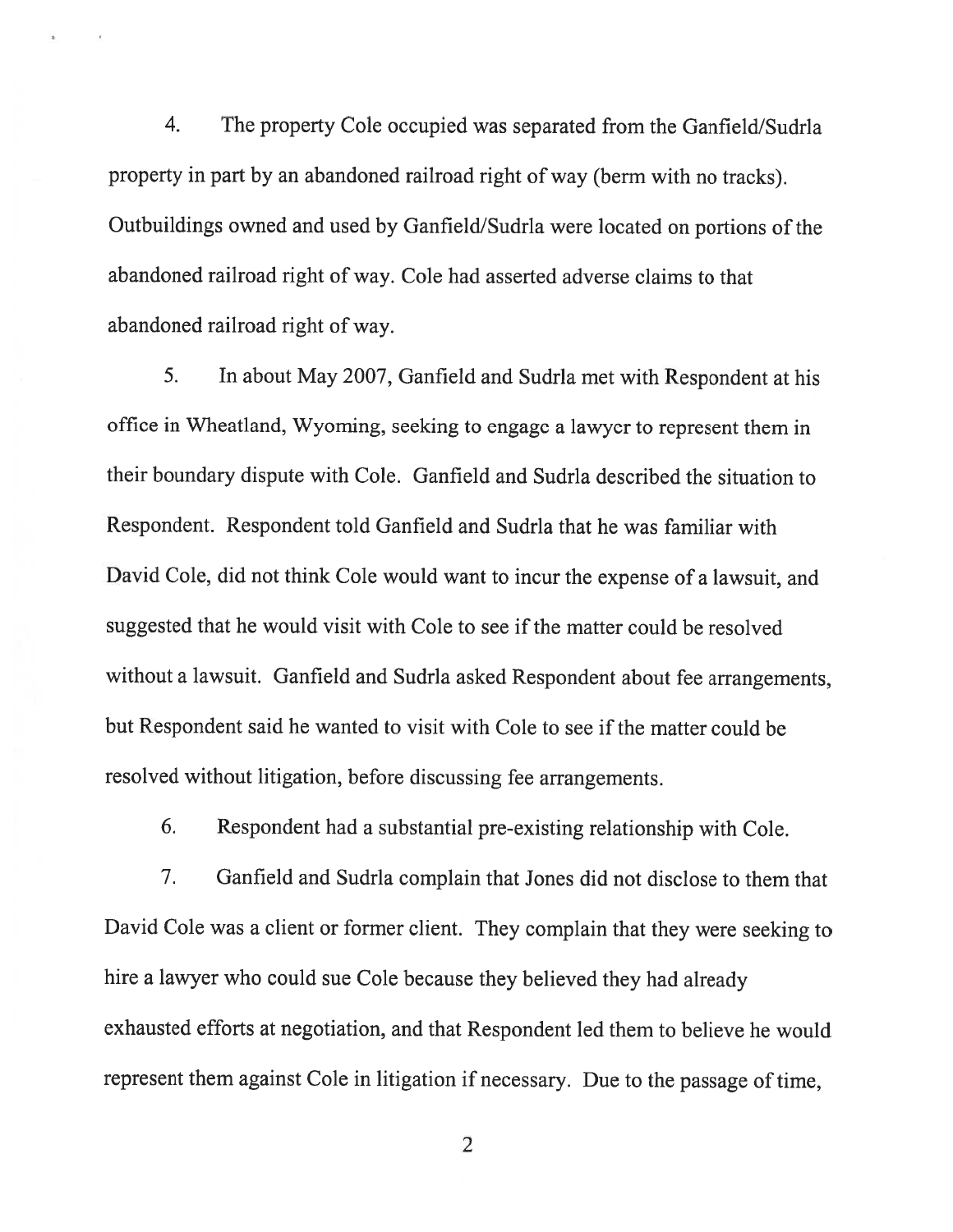4. The property Cole occupied was separated from the Ganfield/Sudrla property in part by an abandoned railroad right of way (berm with no tracks). Outbuildings owned and used by Ganfield/Sudrla were located on portions of the abandoned railroad right of way. Cole had asserted adverse claims to that abandoned railroad right of way.

5. In about May 2007, Ganfield and Sudrla met with Respondent at his office in Wheatland, Wyoming, seeking to engage a lawyer to represent them in their boundary dispute with Cole. Ganfield and Sudrla described the situation to Respondent. Respondent told Ganfield and Sudrla that he was familiar with David Cole, did not think Cole would want to incur the expense of a lawsuit, and suggested that he would visit with Cole to see if the matter could be resolved without a lawsuit. Ganfield and Sudrla asked Respondent about fee arrangements, but Respondent said he wanted to visit with Cole to see if the matter could be resolved without litigation, before discussing fee arrangements.

6. Respondent had a substantial pre-existing relationship with Cole.

7. Ganfield and Sudrla complain that Jones did not disclose to them that David Cole was a client or former client. They complain that they were seeking to hire a lawyer who could sue Cole because they believed they had already exhausted efforts at negotiation, and that Respondent led them to believe he would represent them against Cole in litigation if necessary. Due to the passage of time,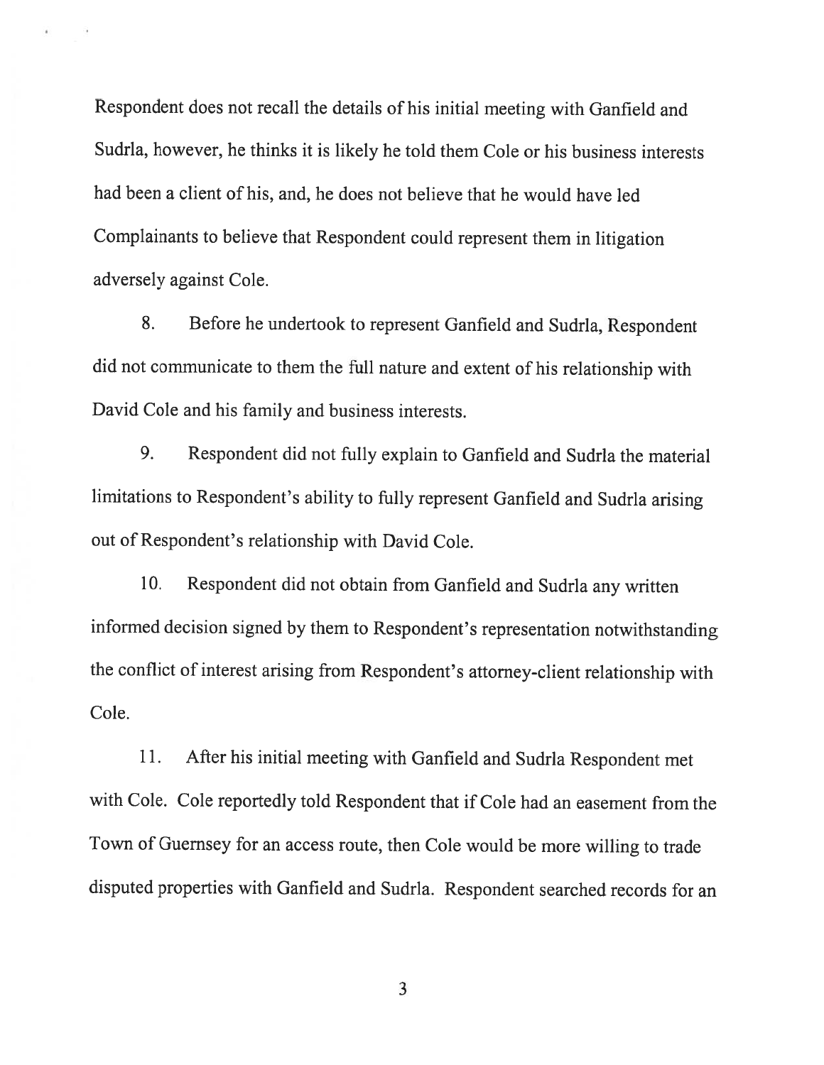Respondent does not recall the details of his initial meeting with Ganfield and Sudrla, however, he thinks it is likely he told them Cole or his business interests had been a client of his, and, he does not believe that he would have led Complainants to believe that Respondent could represent them in litigation adversely against Cole.

8. Before he undertook to represent Ganfield and Sudrla, Respondent did not communicate to them the full nature and extent of his relationship with David Cole and his family and business interests.

9. Respondent did not fully explain to Ganfield and Sudrla the material limitations to Respondent's ability to fully represent Ganfield and Sudrla arising out of Respondent's relationship with David Cole.

10. Respondent did not obtain from Ganfield and Sudrla any written informed decision signed by them to Respondent's representation notwithstanding the conflict of interest arising from Respondent's attorney-client relationship with Cole.

11. After his initial meeting with Ganfield and Sudrla Respondent met with Cole. Cole reportedly told Respondent that if Cole had an easement from the Town of Guernsey for an access route, then Cole would be more willing to trade disputed properties with Ganfield and Sudrla. Respondent searched records for an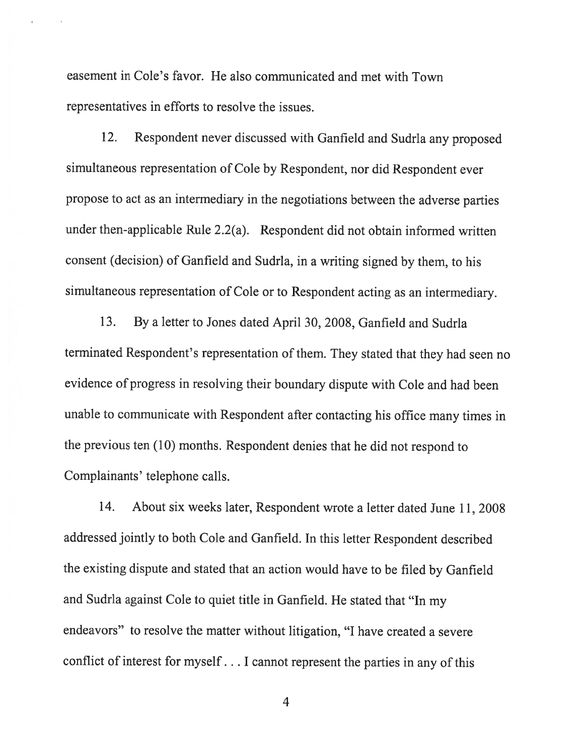easement in Cole's favor. He also communicated and met with Town representatives in efforts to resolve the issues.

12. Respondent never discussed with Ganfield and Sudrla any proposed simultaneous representation of Cole by Respondent, nor did Respondent ever propose to act as an intermediary in the negotiations between the adverse parties under then-applicable Rule 2.2(a). Respondent did not obtain informed written consent (decision) of Ganfield and Sudrla, in a writing signed by them, to his simultaneous representation of Cole or to Respondent acting as an intermediary.

13. By a letter to Jones dated April 30, 2008, Ganfield and Sudrla terminated Respondent's representation of them. They stated that they had seen no evidence of progress in resolving their boundary dispute with Cole and had been unable to communicate with Respondent after contacting his office many times in the previous ten (10) months. Respondent denies that he did not respond to Complainants' telephone calls.

14. About six weeks later, Respondent wrote a letter dated June 11, 2008 addressed jointly to both Cole and Ganfield. In this letter Respondent described the existing dispute and stated that an action would have to be filed by Ganfield and Sudrla against Cole to quiet title in Ganfield. He stated that "In my endeavors" to resolve the matter without litigation, "I have created a severe conflict of interest for myself . . . I cannot represent the parties in any of this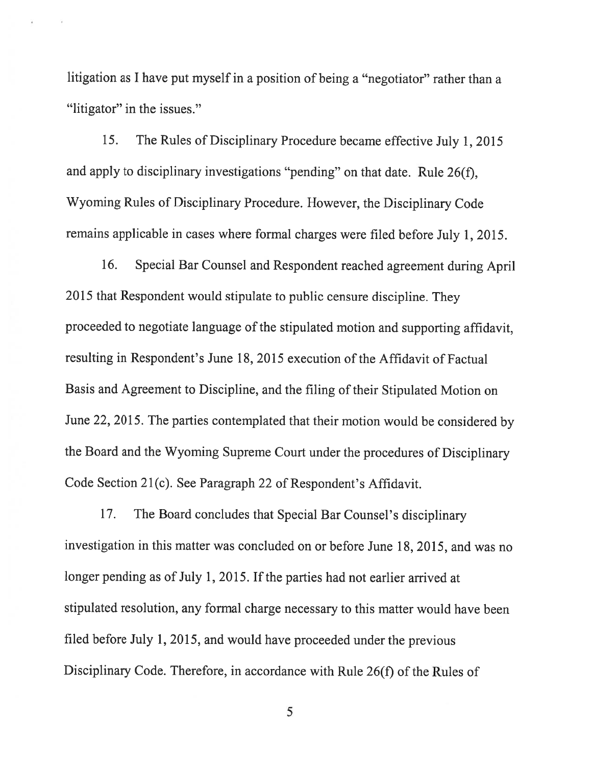litigation as I have put myself in a position of being a "negotiator" rather than a "litigator" in the issues."

15. The Rules of Disciplinary Procedure became effective July 1, 2015 and apply to disciplinary investigations "pending" on that date. Rule 26(f), Wyoming Rules of Disciplinary Procedure. However, the Disciplinary Code remains applicable in cases where formal charges were filed before July 1, 2015.

16. Special Bar Counsel and Respondent reached agreement during April 2015 that Respondent would stipulate to public censure discipline. They proceeded to negotiate language of the stipulated motion and supporting affidavit, resulting in Respondent's June 18, 2015 execution of the Affidavit of Factual Basis and Agreement to Discipline, and the filing of their Stipulated Motion on June 22, 2015. The parties contemplated that their motion would be considered by the Board and the Wyoming Supreme Court under the procedures of Disciplinary Code Section 21(c). See Paragraph 22 of Respondent's Affidavit.

17. The Board concludes that Special Bar Counsel's disciplinary investigation in this matter was concluded on or before June 18, 2015, and was no longer pending as of July 1, 2015. If the parties had not earlier arrived at stipulated resolution, any formal charge necessary to this matter would have been filed before July 1, 2015, and would have proceeded under the previous Disciplinary Code. Therefore, in accordance with Rule 26(f) of the Rules of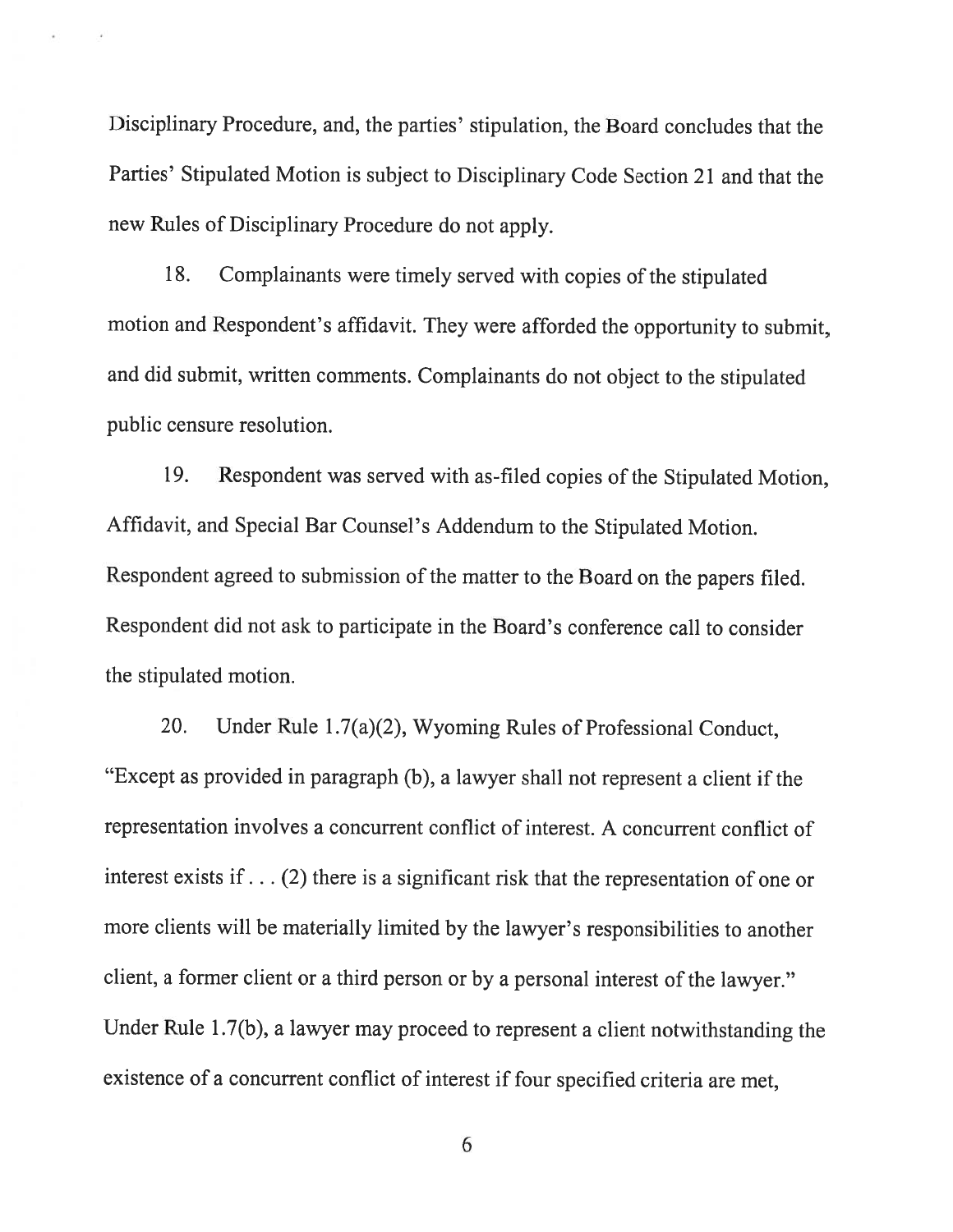Disciplinary Procedure, and, the parties' stipulation, the Board concludes that the Parties' Stipulated Motion is subject to Disciplinary Code Section 21 and that the new Rules of Disciplinary Procedure do not apply.

18. Complainants were timely served with copies of the stipulated motion and Respondent's affidavit. They were afforded the opportunity to submit, and did submit, written comments. Complainants do not object to the stipulated public censure resolution.

19. Respondent was served with as-filed copies of the Stipulated Motion, Affidavit, and Special Bar Counsel's Addendum to the Stipulated Motion. Respondent agreed to submission of the matter to the Board on the papers filed. Respondent did not ask to participate in the Board's conference call to consider the stipulated motion.

20. Under Rule 1.7(a)(2), Wyoming Rules of Professional Conduct, "Except as provided in paragraph (b), a lawyer shall not represent a client if the representation involves a concurrent conflict of interest. A concurrent conflict of interest exists if . . . (2) there is a significant risk that the representation of one or more clients will be materially limited by the lawyer's responsibilities to another client, a former client or a third person or by a personal interest of the lawyer." Under Rule 1.7(b), a lawyer may proceed to represent a client notwithstanding the existence of a concurrent conflict of interest if four specified criteria are met,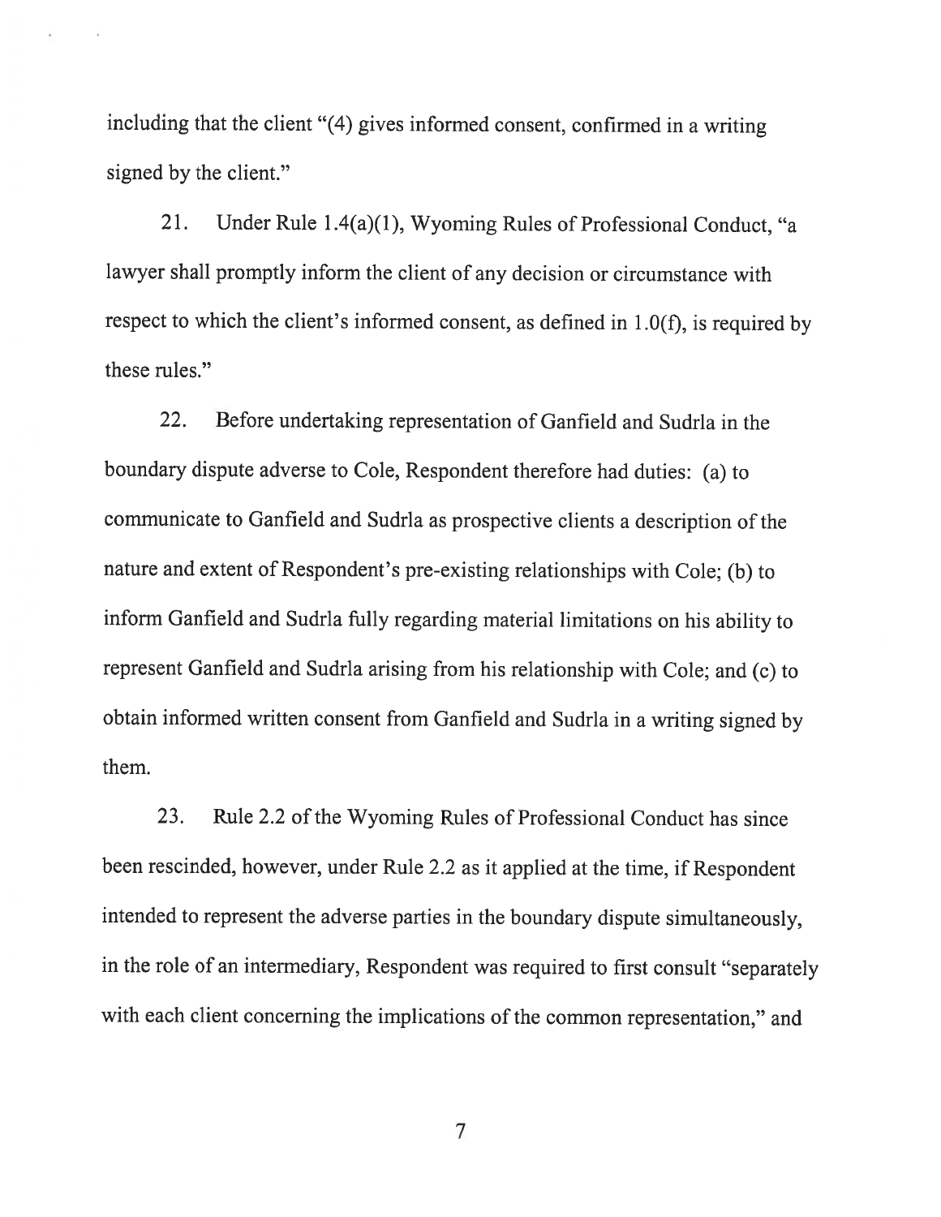including that the client "(4) gives informed consent, confirmed in a writing signed by the client."

21. Under Rule 1.4(a)(1), Wyoming Rules of Professional Conduct, "a lawyer shall promptly inform the client of any decision or circumstance with respect to which the client's informed consent, as defined in 1.0(f), is required by these rules."

22. Before undertaking representation of Ganfield and Sudrla in the boundary dispute adverse to Cole, Respondent therefore had duties: (a) to communicate to Ganfield and Sudrla as prospective clients a description of the nature and extent of Respondent's pre-existing relationships with Cole; (b) to inform Ganfield and Sudrla fully regarding material limitations on his ability to represent Ganfield and Sudrla arising from his relationship with Cole; and (c) to obtain informed written consent from Ganfield and Sudrla in a writing signed by them.

23. Rule 2.2 of the Wyoming Rules of Professional Conduct has since been rescinded, however, under Rule 2.2 as it applied at the time, if Respondent intended to represent the adverse parties in the boundary dispute simultaneously, in the role of an intermediary, Respondent was required to first consult "separately with each client concerning the implications of the common representation," and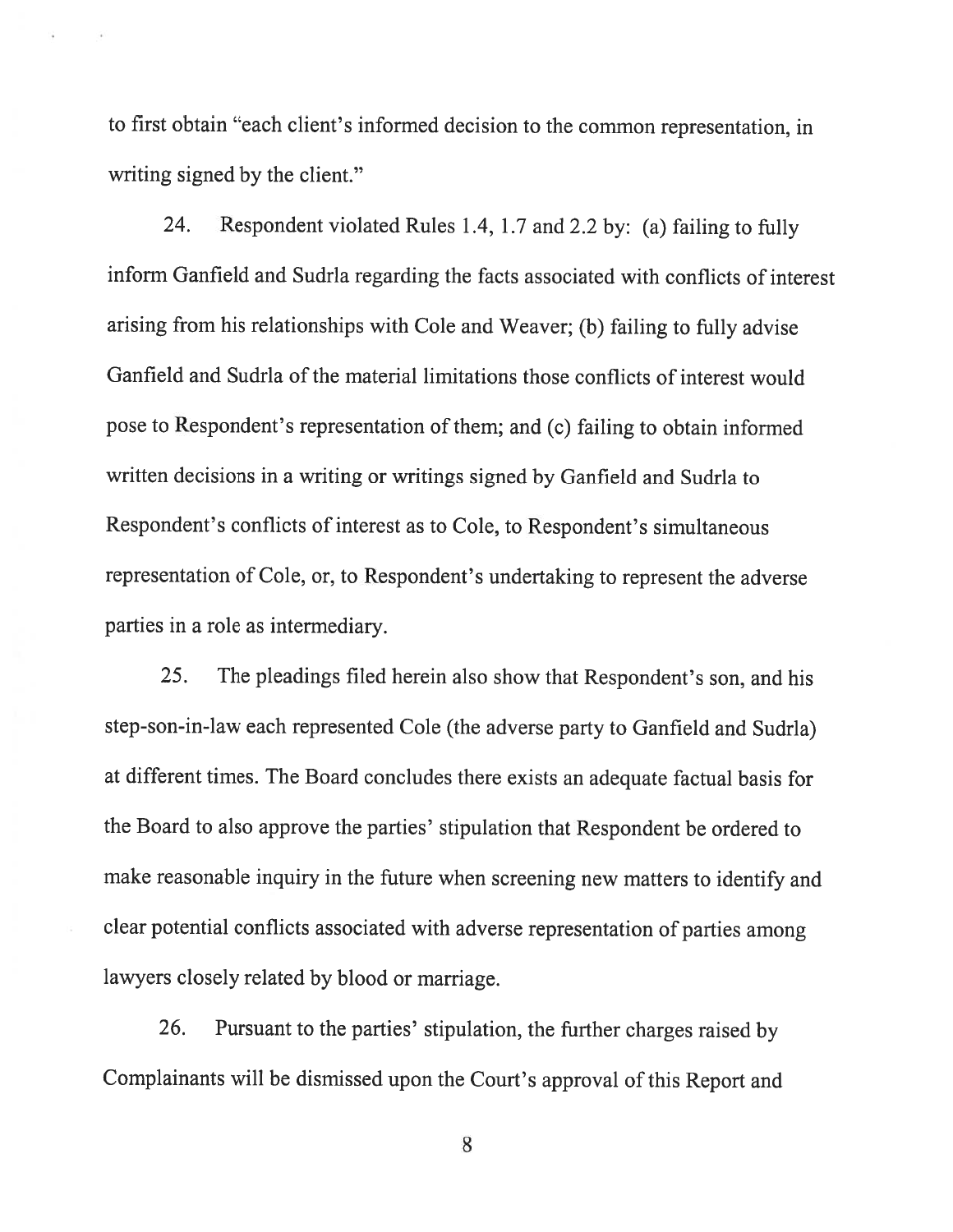to first obtain "each client's informed decision to the common representation, in writing signed by the client."

24. Respondent violated Rules 1.4, 1.7 and 2.2 by: (a) failing to fully inform Ganfield and Sudrla regarding the facts associated with conflicts of interest arising from his relationships with Cole and Weaver; (b) failing to fully advise Ganfield and Sudrla of the material limitations those conflicts of interest would pose to Respondent's representation of them; and (c) failing to obtain informed written decisions in a writing or writings signed by Ganfield and Sudrla to Respondent's conflicts of interest as to Cole, to Respondent's simultaneous representation of Cole, or, to Respondent's undertaking to represent the adverse parties in a role as intermediary.

25. The pleadings filed herein also show that Respondent's son, and his step-son-in-law each represented Cole (the adverse party to Ganfield and Sudrla) at different times. The Board concludes there exists an adequate factual basis for the Board to also approve the parties' stipulation that Respondent be ordered to make reasonable inquiry in the future when screening new matters to identify and clear potential conflicts associated with adverse representation of parties among lawyers closely related by blood or marriage.

26. Pursuant to the parties' stipulation, the further charges raised by Complainants will be dismissed upon the Court's approval of this Report and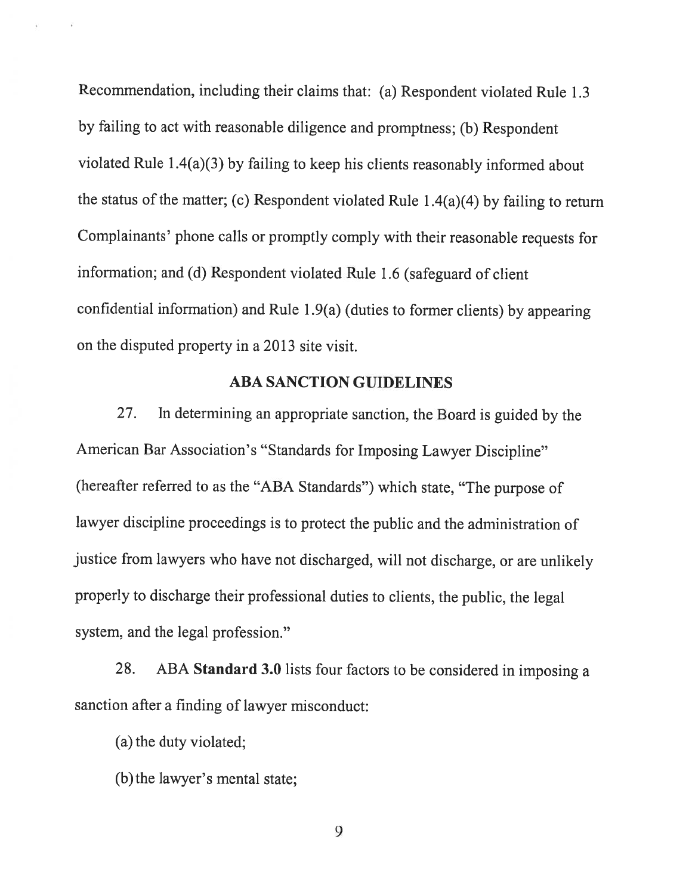Recommendation, including their claims that: (a) Respondent violated Rule 1.3 by failing to act with reasonable diligence and promptness; (b) Respondent violated Rule 1.4(a)(3) by failing to keep his clients reasonably informed about the status of the matter; (c) Respondent violated Rule 1.4(a)(4) by failing to return Complainants' phone calls or promptly comply with their reasonable requests for information; and (d) Respondent violated Rule 1.6 (safeguard of client confidential information) and Rule 1.9(a) (duties to former clients) by appearing on the disputed property in a 2013 site visit.

## ABA SANCTION GUIDELINES

27. In determining an appropriate sanction, the Board is guided by the American Bar Association's "Standards for Imposing Lawyer Discipline" (hereafter referred to as the "ABA Standards") which state, "The purpose of lawyer discipline proceedings is to protect the public and the administration of justice from lawyers who have not discharged, will not discharge, or are unlikely properly to discharge their professional duties to clients, the public, the legal system, and the legal profession."

28. ABA **Standard 3.0** lists four factors to be considered in imposing a sanction after a finding of lawyer misconduct:

(a) the duty violated;

(b) the lawyer's mental state;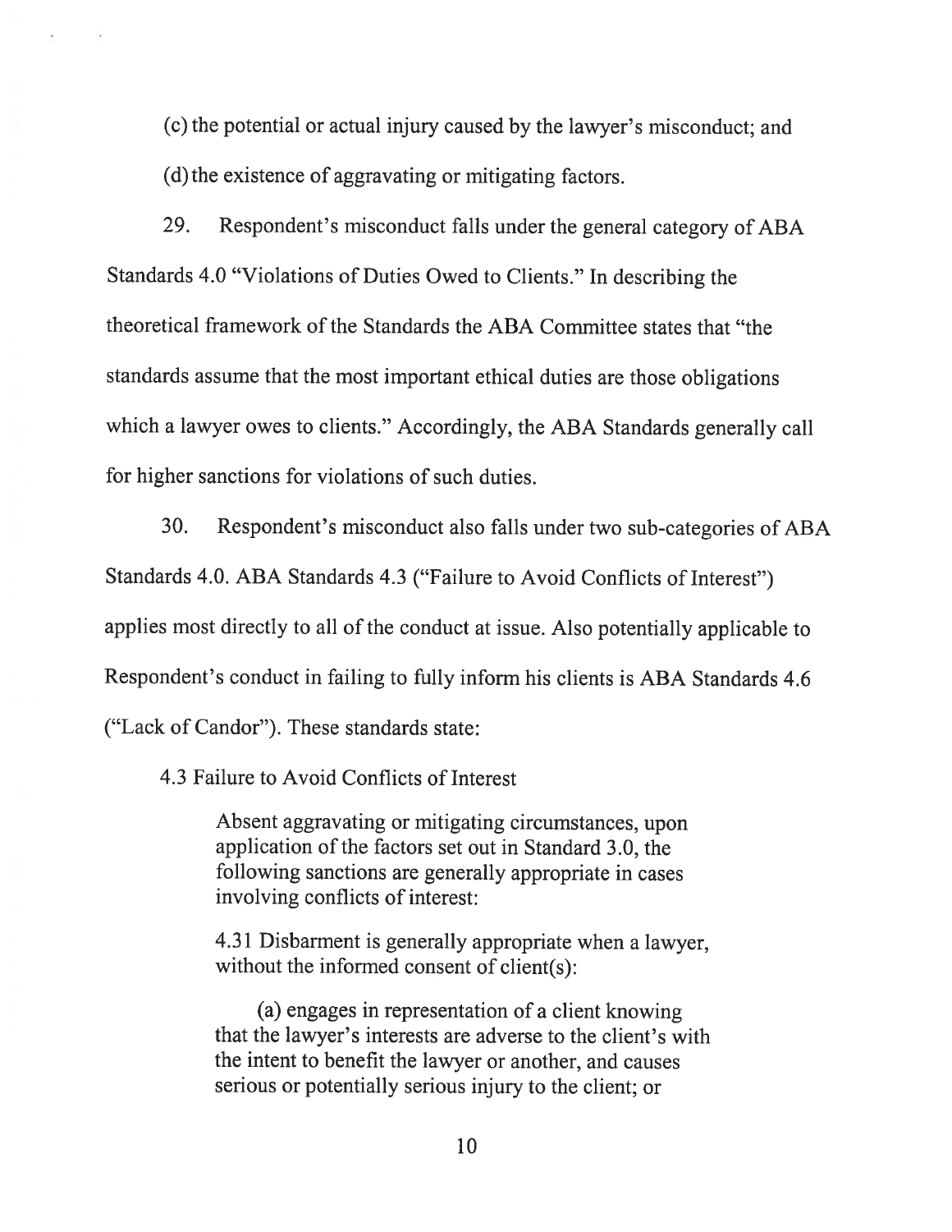(c) the potential or actual injury caused by the lawyer's misconduct; and

(d) the existence of aggravating or mitigating factors.

29. Respondent's misconduct falls under the general category of ABA Standards 4.0 "Violations of Duties Owed to Clients." In describing the theoretical framework of the Standards the ABA Committee states that "the standards assume that the most important ethical duties are those obligations which a lawyer owes to clients." Accordingly, the ABA Standards generally call for higher sanctions for violations of such duties.

30. Respondent's misconduct also falls under two sub-categories of ABA Standards 4.0. ABA Standards 4.3 ("Failure to Avoid Conflicts of Interest") applies most directly to all of the conduct at issue. Also potentially applicable to Respondent's conduct in failing to fully inform his clients is ABA Standards 4.6 ("Lack of Candor"). These standards state:

4.3 Failure to Avoid Conflicts of Interest

> Absent aggravating or mitigating circumstances, upon application of the factors set out in Standard 3.0, the following sanctions are generally appropriate in cases involving conflicts of interest:
>
> 4.31 Disbarment is generally appropriate when a lawyer, without the informed consent of client(s):
>
> (a) engages in representation of a client knowing that the lawyer's interests are adverse to the client's with the intent to benefit the lawyer or another, and causes serious or potentially serious injury to the client; or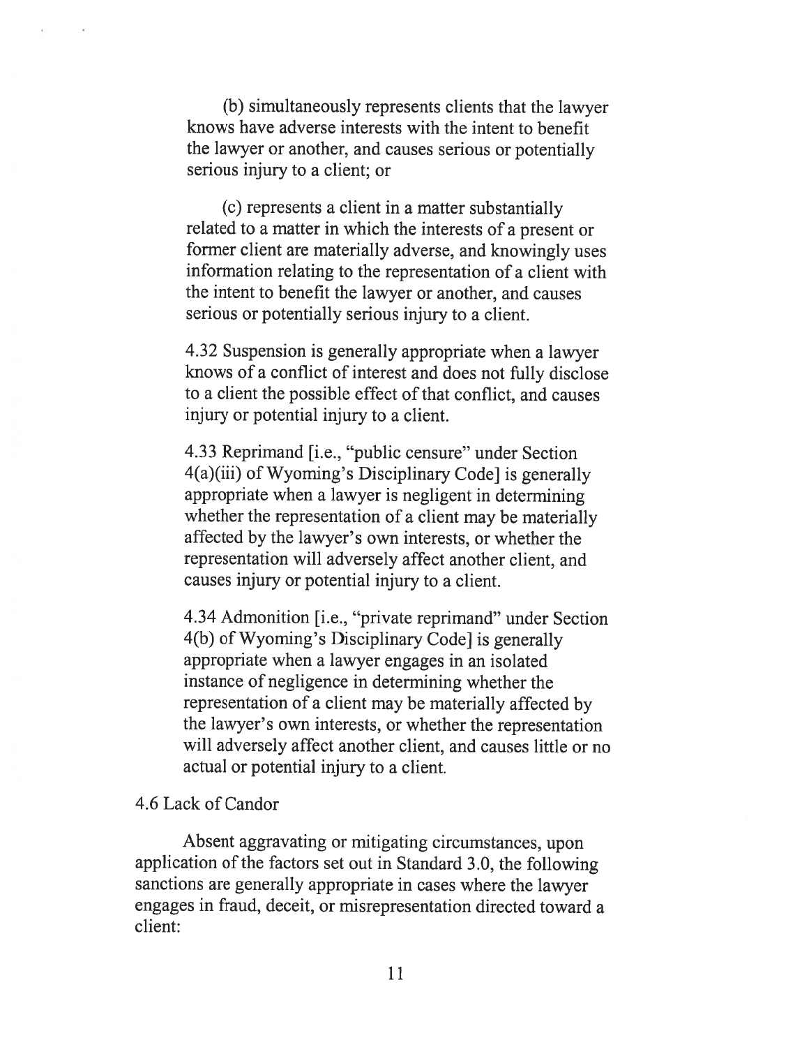(b) simultaneously represents clients that the lawyer knows have adverse interests with the intent to benefit the lawyer or another, and causes serious or potentially serious injury to a client; or

(c) represents a client in a matter substantially related to a matter in which the interests of a present or former client are materially adverse, and knowingly uses information relating to the representation of a client with the intent to benefit the lawyer or another, and causes serious or potentially serious injury to a client.

4.32 Suspension is generally appropriate when a lawyer knows of a conflict of interest and does not fully disclose to a client the possible effect of that conflict, and causes injury or potential injury to a client.

4.33 Reprimand [i.e., "public censure" under Section 4(a)(iii) of Wyoming's Disciplinary Code] is generally appropriate when a lawyer is negligent in determining whether the representation of a client may be materially affected by the lawyer's own interests, or whether the representation will adversely affect another client, and causes injury or potential injury to a client.

4.34 Admonition [i.e., "private reprimand" under Section 4(b) of Wyoming's Disciplinary Code] is generally appropriate when a lawyer engages in an isolated instance of negligence in determining whether the representation of a client may be materially affected by the lawyer's own interests, or whether the representation will adversely affect another client, and causes little or no actual or potential injury to a client.

4.6 Lack of Candor

Absent aggravating or mitigating circumstances, upon application of the factors set out in Standard 3.0, the following sanctions are generally appropriate in cases where the lawyer engages in fraud, deceit, or misrepresentation directed toward a client: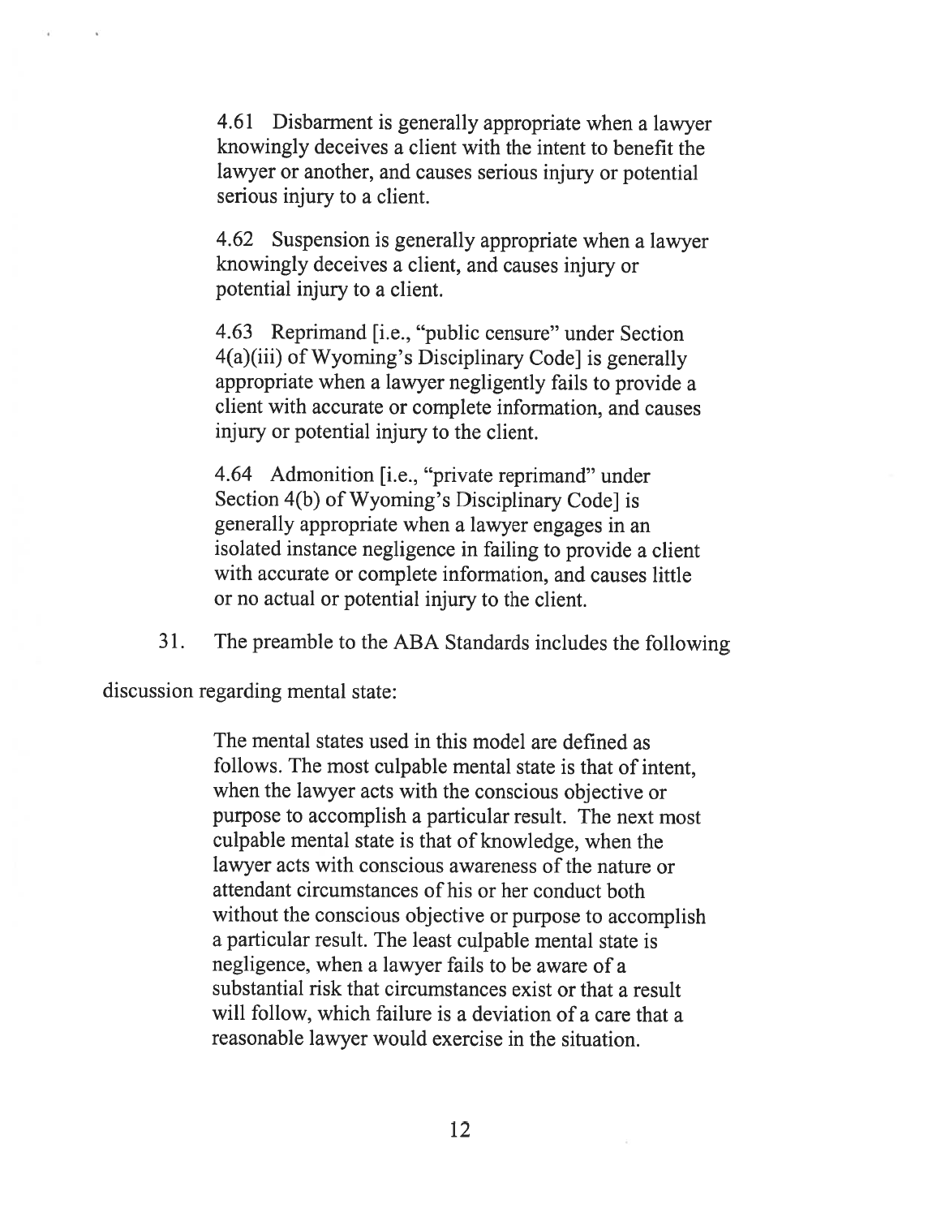> 4.61 Disbarment is generally appropriate when a lawyer knowingly deceives a client with the intent to benefit the lawyer or another, and causes serious injury or potential serious injury to a client.
>
> 4.62 Suspension is generally appropriate when a lawyer knowingly deceives a client, and causes injury or potential injury to a client.
>
> 4.63 Reprimand [i.e., "public censure" under Section 4(a)(iii) of Wyoming's Disciplinary Code] is generally appropriate when a lawyer negligently fails to provide a client with accurate or complete information, and causes injury or potential injury to the client.
>
> 4.64 Admonition [i.e., "private reprimand" under Section 4(b) of Wyoming's Disciplinary Code] is generally appropriate when a lawyer engages in an isolated instance negligence in failing to provide a client with accurate or complete information, and causes little or no actual or potential injury to the client.

31. The preamble to the ABA Standards includes the following discussion regarding mental state:

> The mental states used in this model are defined as follows. The most culpable mental state is that of intent, when the lawyer acts with the conscious objective or purpose to accomplish a particular result. The next most culpable mental state is that of knowledge, when the lawyer acts with conscious awareness of the nature or attendant circumstances of his or her conduct both without the conscious objective or purpose to accomplish a particular result. The least culpable mental state is negligence, when a lawyer fails to be aware of a substantial risk that circumstances exist or that a result will follow, which failure is a deviation of a care that a reasonable lawyer would exercise in the situation.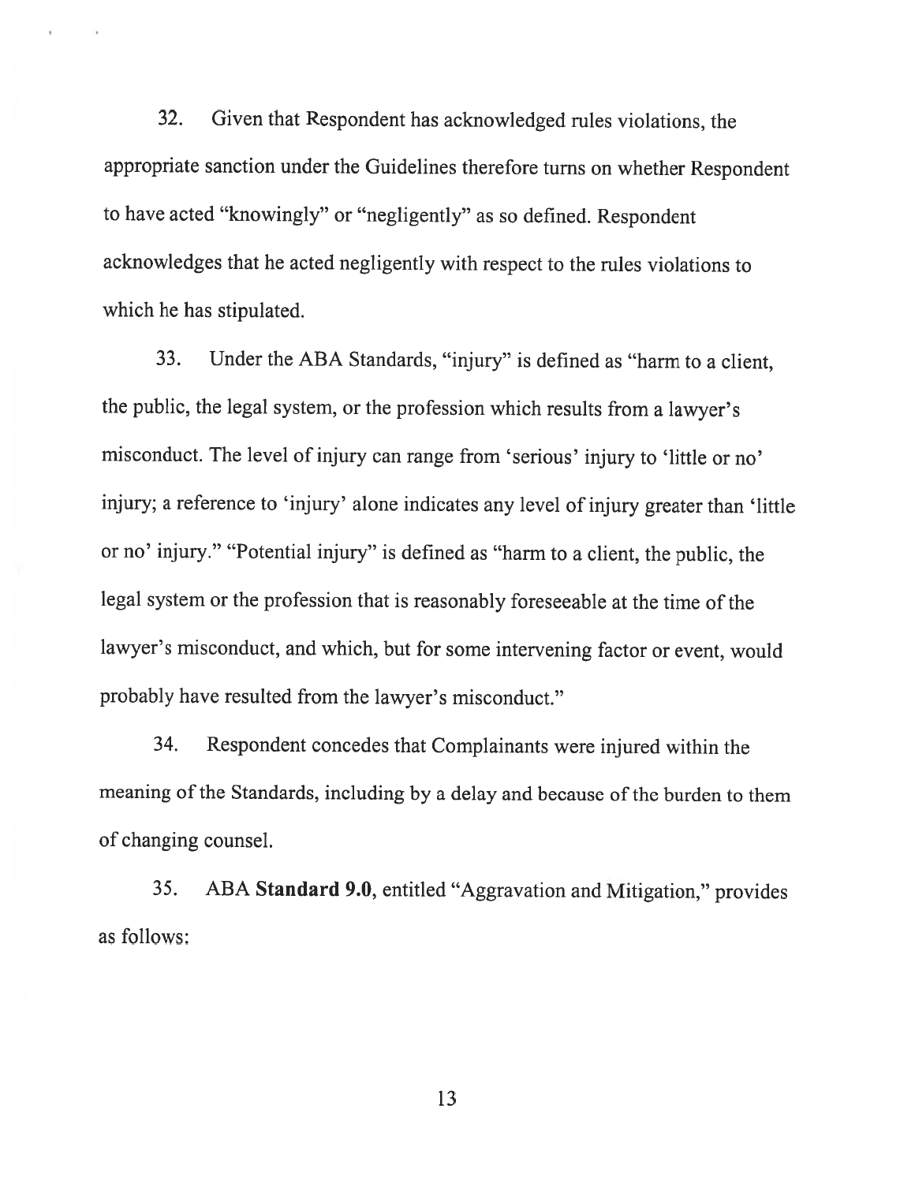32. Given that Respondent has acknowledged rules violations, the appropriate sanction under the Guidelines therefore turns on whether Respondent to have acted "knowingly" or "negligently" as so defined. Respondent acknowledges that he acted negligently with respect to the rules violations to which he has stipulated.

33. Under the ABA Standards, "injury" is defined as "harm to a client, the public, the legal system, or the profession which results from a lawyer's misconduct. The level of injury can range from 'serious' injury to 'little or no' injury; a reference to 'injury' alone indicates any level of injury greater than 'little or no' injury." "Potential injury" is defined as "harm to a client, the public, the legal system or the profession that is reasonably foreseeable at the time of the lawyer's misconduct, and which, but for some intervening factor or event, would probably have resulted from the lawyer's misconduct."

34. Respondent concedes that Complainants were injured within the meaning of the Standards, including by a delay and because of the burden to them of changing counsel.

35. ABA **Standard 9.0**, entitled "Aggravation and Mitigation," provides as follows: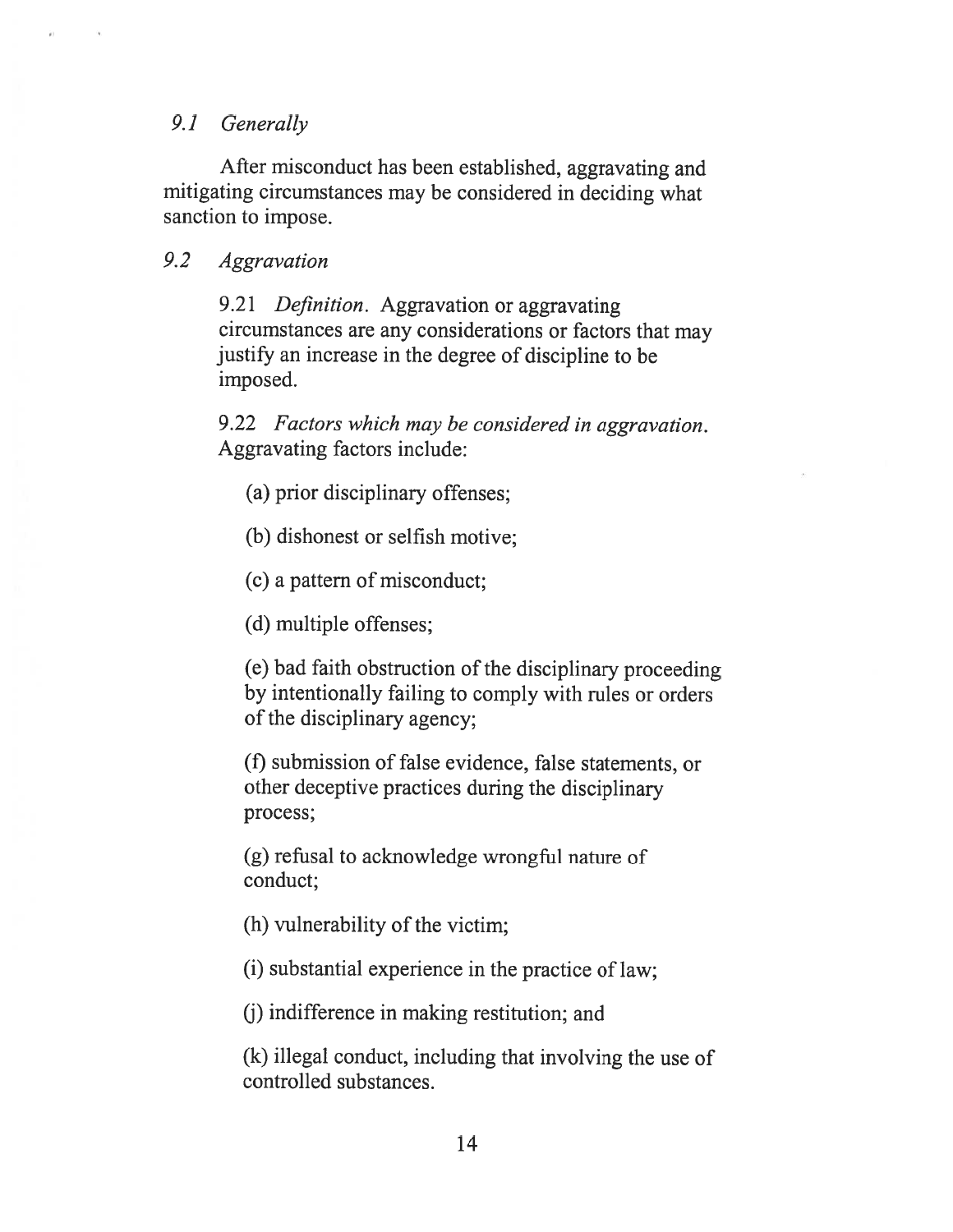### *9.1 Generally*

After misconduct has been established, aggravating and mitigating circumstances may be considered in deciding what sanction to impose.

### *9.2 Aggravation*

9.21 *Definition.* Aggravation or aggravating circumstances are any considerations or factors that may justify an increase in the degree of discipline to be imposed.

9.22 *Factors which may be considered in aggravation.* Aggravating factors include:

(a) prior disciplinary offenses;

(b) dishonest or selfish motive;

(c) a pattern of misconduct;

(d) multiple offenses;

(e) bad faith obstruction of the disciplinary proceeding by intentionally failing to comply with rules or orders of the disciplinary agency;

(f) submission of false evidence, false statements, or other deceptive practices during the disciplinary process;

(g) refusal to acknowledge wrongful nature of conduct;

(h) vulnerability of the victim;

(i) substantial experience in the practice of law;

(j) indifference in making restitution; and

(k) illegal conduct, including that involving the use of controlled substances.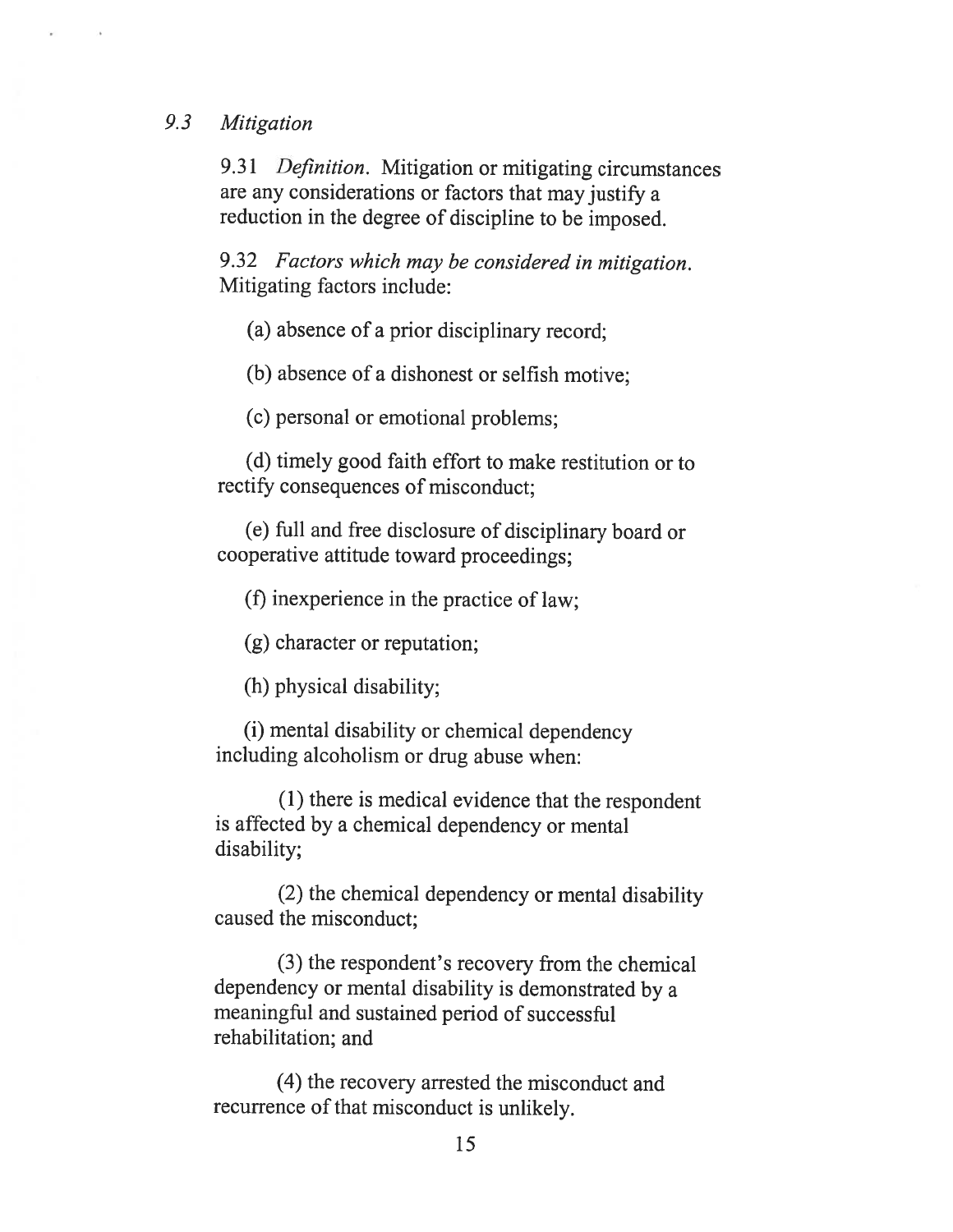### 9.3 *Mitigation*

9.31 *Definition.* Mitigation or mitigating circumstances are any considerations or factors that may justify a reduction in the degree of discipline to be imposed.

9.32 *Factors which may be considered in mitigation.* Mitigating factors include:

(a) absence of a prior disciplinary record;

(b) absence of a dishonest or selfish motive;

(c) personal or emotional problems;

(d) timely good faith effort to make restitution or to rectify consequences of misconduct;

(e) full and free disclosure of disciplinary board or cooperative attitude toward proceedings;

(f) inexperience in the practice of law;

(g) character or reputation;

(h) physical disability;

(i) mental disability or chemical dependency including alcoholism or drug abuse when:

(1) there is medical evidence that the respondent is affected by a chemical dependency or mental disability;

(2) the chemical dependency or mental disability caused the misconduct;

(3) the respondent's recovery from the chemical dependency or mental disability is demonstrated by a meaningful and sustained period of successful rehabilitation; and

(4) the recovery arrested the misconduct and recurrence of that misconduct is unlikely.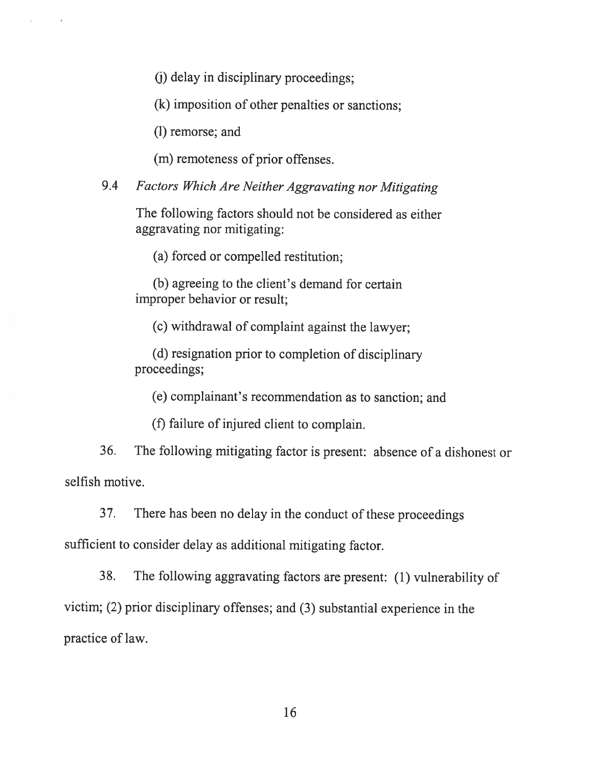(j) delay in disciplinary proceedings;

(k) imposition of other penalties or sanctions;

(l) remorse; and

(m) remoteness of prior offenses.

9.4 *Factors Which Are Neither Aggravating nor Mitigating*

The following factors should not be considered as either aggravating nor mitigating:

(a) forced or compelled restitution;

(b) agreeing to the client's demand for certain improper behavior or result;

(c) withdrawal of complaint against the lawyer;

(d) resignation prior to completion of disciplinary proceedings;

(e) complainant's recommendation as to sanction; and

(f) failure of injured client to complain.

36. The following mitigating factor is present: absence of a dishonest or selfish motive.

37. There has been no delay in the conduct of these proceedings sufficient to consider delay as additional mitigating factor.

38. The following aggravating factors are present: (1) vulnerability of victim; (2) prior disciplinary offenses; and (3) substantial experience in the practice of law.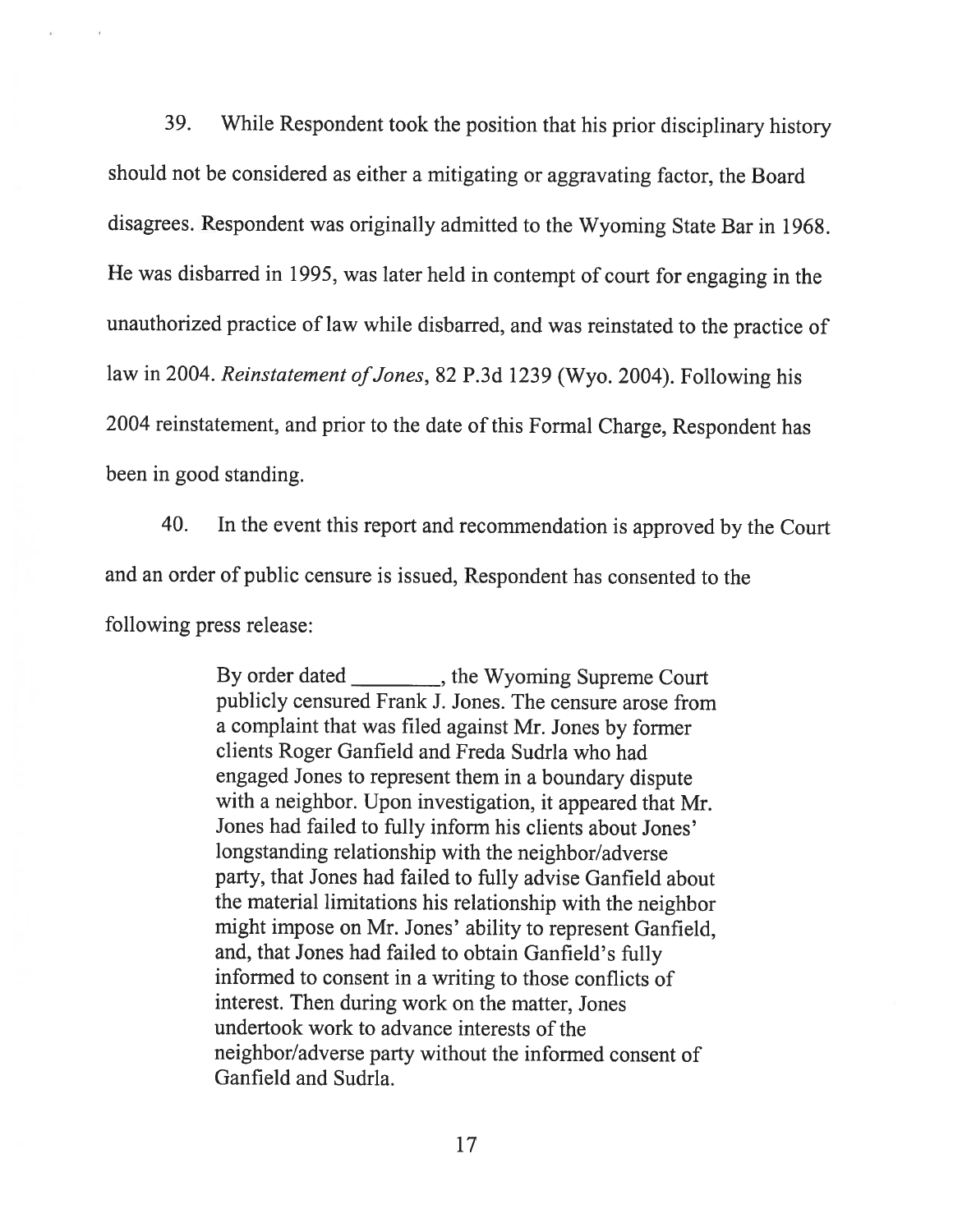39. While Respondent took the position that his prior disciplinary history should not be considered as either a mitigating or aggravating factor, the Board disagrees. Respondent was originally admitted to the Wyoming State Bar in 1968. He was disbarred in 1995, was later held in contempt of court for engaging in the unauthorized practice of law while disbarred, and was reinstated to the practice of law in 2004. *Reinstatement of Jones*, 82 P.3d 1239 (Wyo. 2004). Following his 2004 reinstatement, and prior to the date of this Formal Charge, Respondent has been in good standing.

40. In the event this report and recommendation is approved by the Court and an order of public censure is issued, Respondent has consented to the following press release:

> By order dated ________, the Wyoming Supreme Court publicly censured Frank J. Jones. The censure arose from a complaint that was filed against Mr. Jones by former clients Roger Ganfield and Freda Sudrla who had engaged Jones to represent them in a boundary dispute with a neighbor. Upon investigation, it appeared that Mr. Jones had failed to fully inform his clients about Jones' longstanding relationship with the neighbor/adverse party, that Jones had failed to fully advise Ganfield about the material limitations his relationship with the neighbor might impose on Mr. Jones' ability to represent Ganfield, and, that Jones had failed to obtain Ganfield's fully informed to consent in a writing to those conflicts of interest. Then during work on the matter, Jones undertook work to advance interests of the neighbor/adverse party without the informed consent of Ganfield and Sudrla.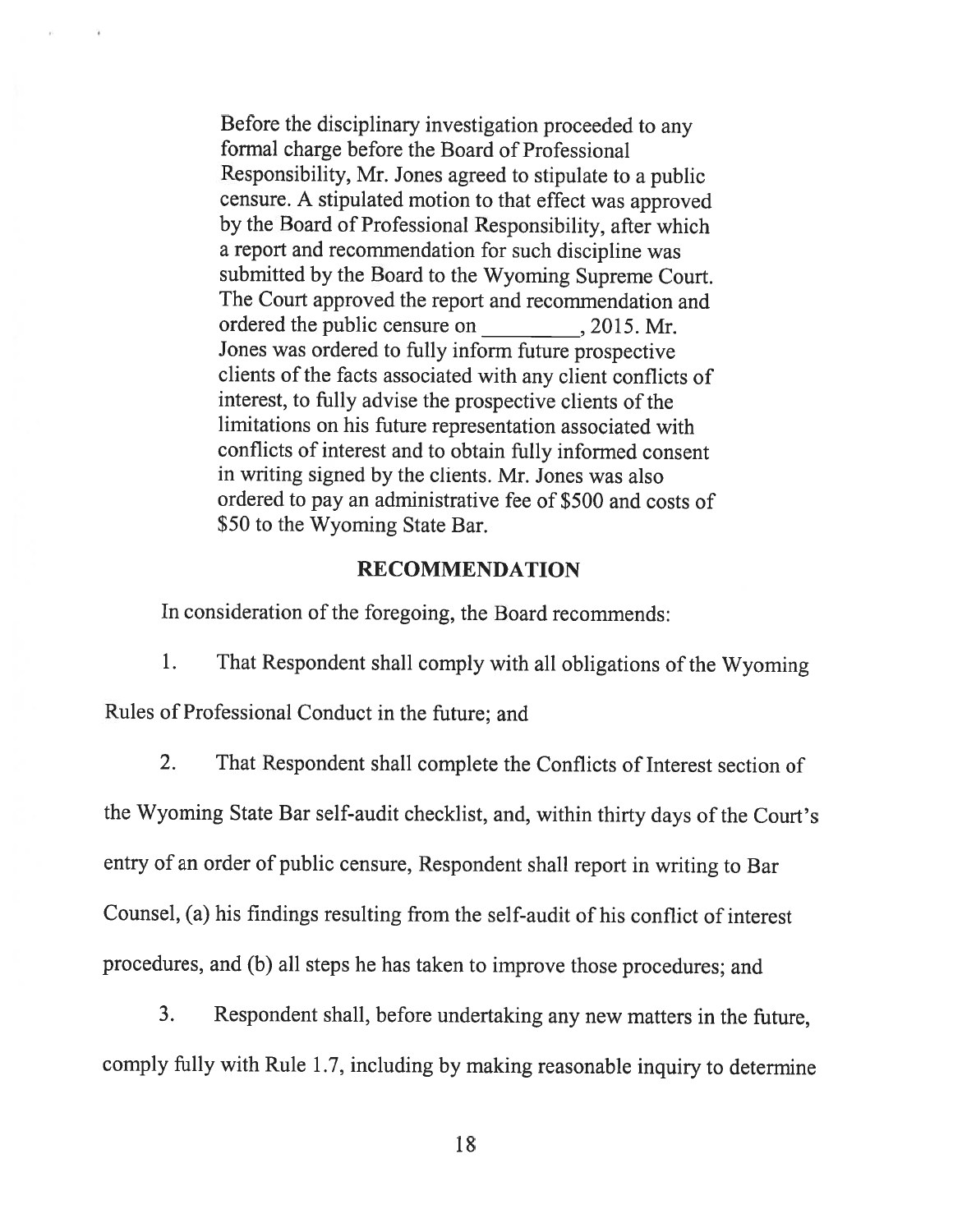> Before the disciplinary investigation proceeded to any formal charge before the Board of Professional Responsibility, Mr. Jones agreed to stipulate to a public censure. A stipulated motion to that effect was approved by the Board of Professional Responsibility, after which a report and recommendation for such discipline was submitted by the Board to the Wyoming Supreme Court. The Court approved the report and recommendation and ordered the public censure on \_\_\_\_\_\_\_\_\_, 2015. Mr. Jones was ordered to fully inform future prospective clients of the facts associated with any client conflicts of interest, to fully advise the prospective clients of the limitations on his future representation associated with conflicts of interest and to obtain fully informed consent in writing signed by the clients. Mr. Jones was also ordered to pay an administrative fee of $500 and costs of $50 to the Wyoming State Bar.

## RECOMMENDATION

In consideration of the foregoing, the Board recommends:

1. That Respondent shall comply with all obligations of the Wyoming Rules of Professional Conduct in the future; and

2. That Respondent shall complete the Conflicts of Interest section of the Wyoming State Bar self-audit checklist, and, within thirty days of the Court's entry of an order of public censure, Respondent shall report in writing to Bar Counsel, (a) his findings resulting from the self-audit of his conflict of interest procedures, and (b) all steps he has taken to improve those procedures; and

3. Respondent shall, before undertaking any new matters in the future, comply fully with Rule 1.7, including by making reasonable inquiry to determine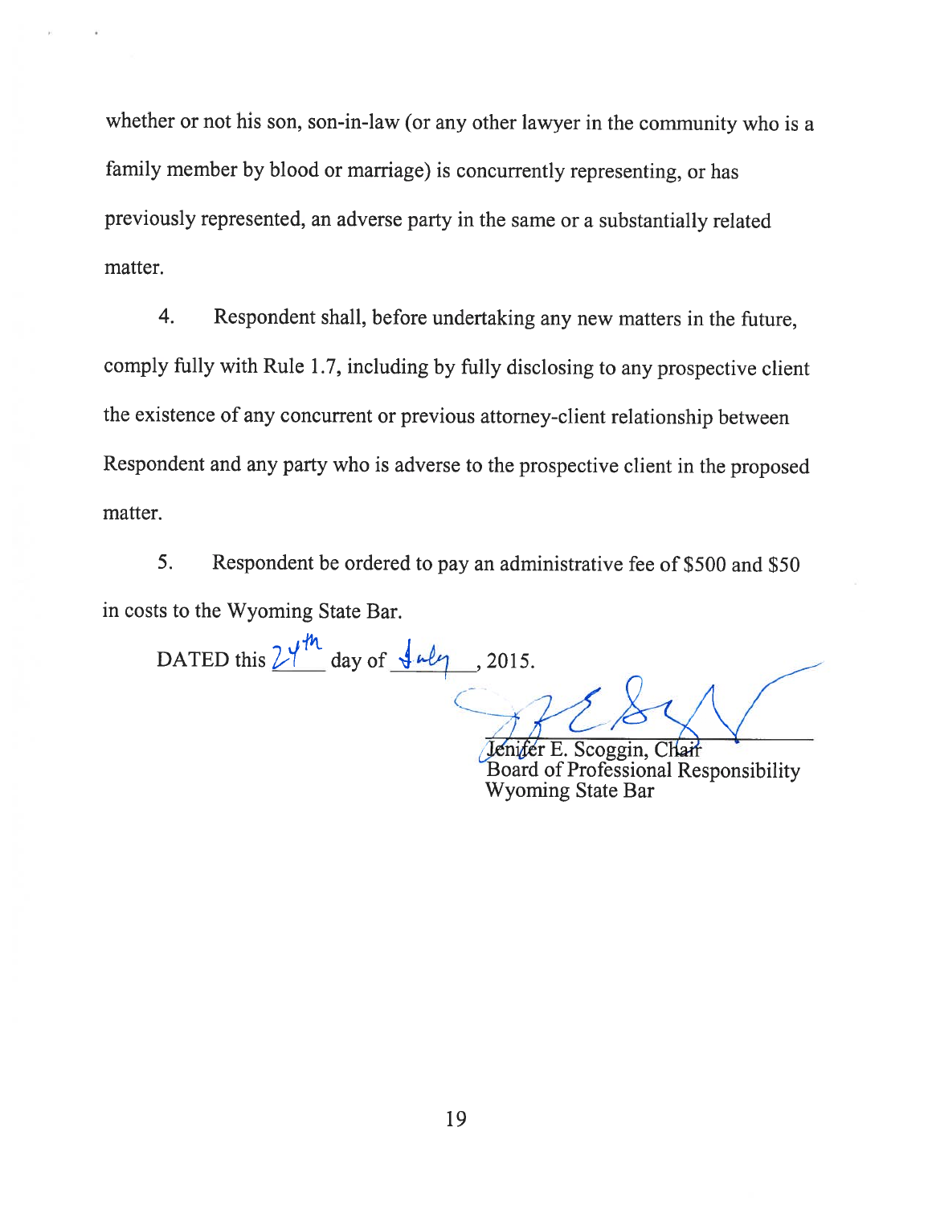whether or not his son, son-in-law (or any other lawyer in the community who is a family member by blood or marriage) is concurrently representing, or has previously represented, an adverse party in the same or a substantially related matter.

4. Respondent shall, before undertaking any new matters in the future, comply fully with Rule 1.7, including by fully disclosing to any prospective client the existence of any concurrent or previous attorney-client relationship between Respondent and any party who is adverse to the prospective client in the proposed matter.

5. Respondent be ordered to pay an administrative fee of $500 and $50 in costs to the Wyoming State Bar.

DATED this 24th day of July, 2015.

Jenifer E. Scoggin, Chair
Board of Professional Responsibility
Wyoming State Bar